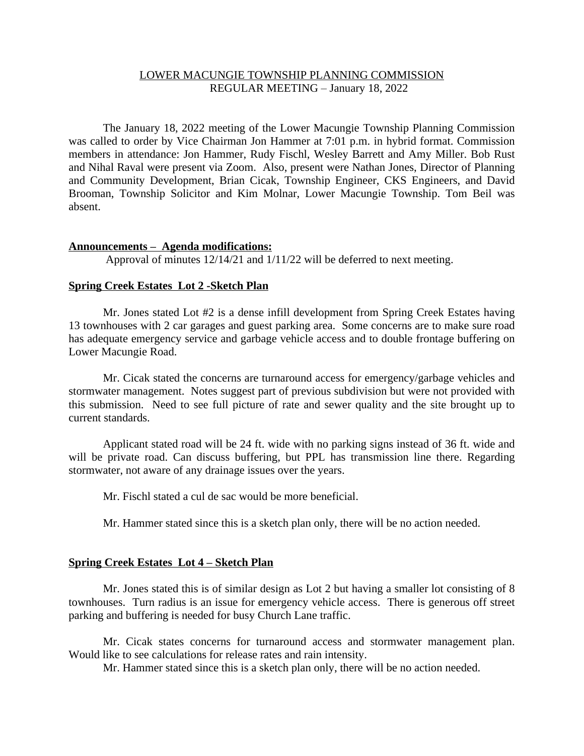# LOWER MACUNGIE TOWNSHIP PLANNING COMMISSION
## REGULAR MEETING – January 18, 2022

The January 18, 2022 meeting of the Lower Macungie Township Planning Commission was called to order by Vice Chairman Jon Hammer at 7:01 p.m. in hybrid format. Commission members in attendance: Jon Hammer, Rudy Fischl, Wesley Barrett and Amy Miller. Bob Rust and Nihal Raval were present via Zoom. Also, present were Nathan Jones, Director of Planning and Community Development, Brian Cicak, Township Engineer, CKS Engineers, and David Brooman, Township Solicitor and Kim Molnar, Lower Macungie Township. Tom Beil was absent.

**Announcements – Agenda modifications:**

Approval of minutes 12/14/21 and 1/11/22 will be deferred to next meeting.

**Spring Creek Estates Lot 2 -Sketch Plan**

Mr. Jones stated Lot #2 is a dense infill development from Spring Creek Estates having 13 townhouses with 2 car garages and guest parking area. Some concerns are to make sure road has adequate emergency service and garbage vehicle access and to double frontage buffering on Lower Macungie Road.

Mr. Cicak stated the concerns are turnaround access for emergency/garbage vehicles and stormwater management. Notes suggest part of previous subdivision but were not provided with this submission. Need to see full picture of rate and sewer quality and the site brought up to current standards.

Applicant stated road will be 24 ft. wide with no parking signs instead of 36 ft. wide and will be private road. Can discuss buffering, but PPL has transmission line there. Regarding stormwater, not aware of any drainage issues over the years.

Mr. Fischl stated a cul de sac would be more beneficial.

Mr. Hammer stated since this is a sketch plan only, there will be no action needed.

**Spring Creek Estates Lot 4 – Sketch Plan**

Mr. Jones stated this is of similar design as Lot 2 but having a smaller lot consisting of 8 townhouses. Turn radius is an issue for emergency vehicle access. There is generous off street parking and buffering is needed for busy Church Lane traffic.

Mr. Cicak states concerns for turnaround access and stormwater management plan. Would like to see calculations for release rates and rain intensity.

Mr. Hammer stated since this is a sketch plan only, there will be no action needed.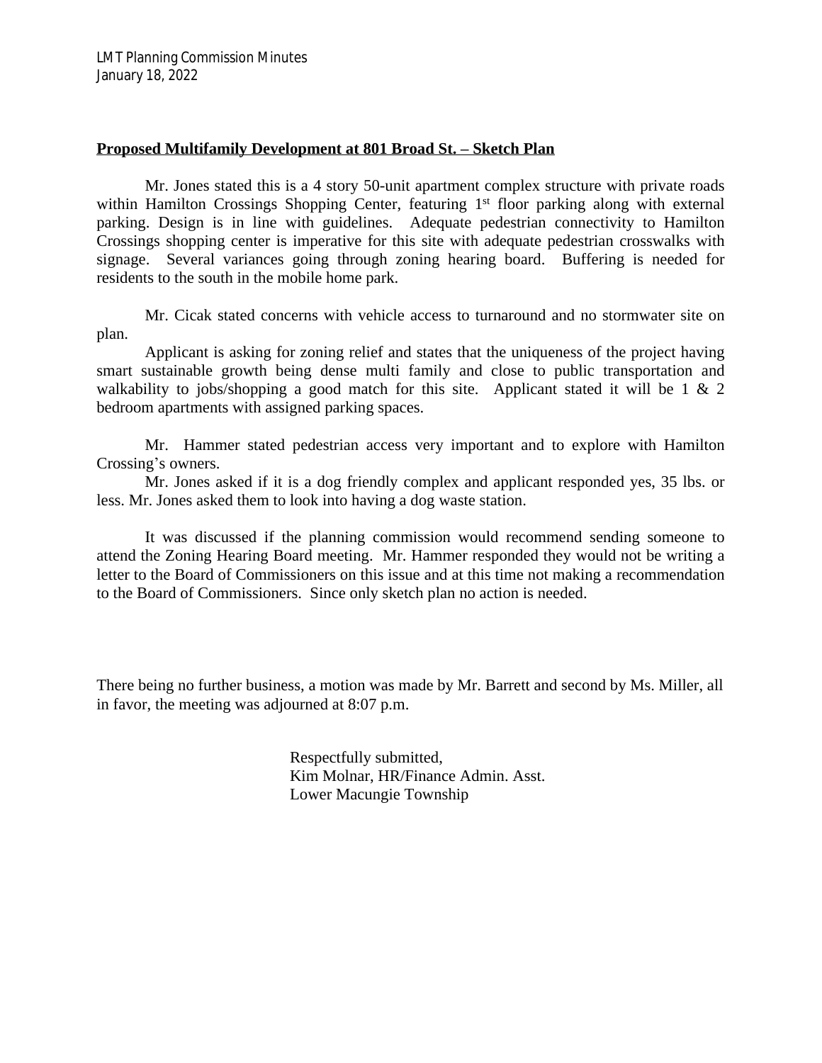**Proposed Multifamily Development at 801 Broad St. – Sketch Plan**

Mr. Jones stated this is a 4 story 50-unit apartment complex structure with private roads within Hamilton Crossings Shopping Center, featuring 1st floor parking along with external parking. Design is in line with guidelines. Adequate pedestrian connectivity to Hamilton Crossings shopping center is imperative for this site with adequate pedestrian crosswalks with signage. Several variances going through zoning hearing board. Buffering is needed for residents to the south in the mobile home park.

Mr. Cicak stated concerns with vehicle access to turnaround and no stormwater site on plan.

Applicant is asking for zoning relief and states that the uniqueness of the project having smart sustainable growth being dense multi family and close to public transportation and walkability to jobs/shopping a good match for this site. Applicant stated it will be 1 & 2 bedroom apartments with assigned parking spaces.

Mr. Hammer stated pedestrian access very important and to explore with Hamilton Crossing's owners.

Mr. Jones asked if it is a dog friendly complex and applicant responded yes, 35 lbs. or less. Mr. Jones asked them to look into having a dog waste station.

It was discussed if the planning commission would recommend sending someone to attend the Zoning Hearing Board meeting. Mr. Hammer responded they would not be writing a letter to the Board of Commissioners on this issue and at this time not making a recommendation to the Board of Commissioners. Since only sketch plan no action is needed.

There being no further business, a motion was made by Mr. Barrett and second by Ms. Miller, all in favor, the meeting was adjourned at 8:07 p.m.

Respectfully submitted,
Kim Molnar, HR/Finance Admin. Asst.
Lower Macungie Township